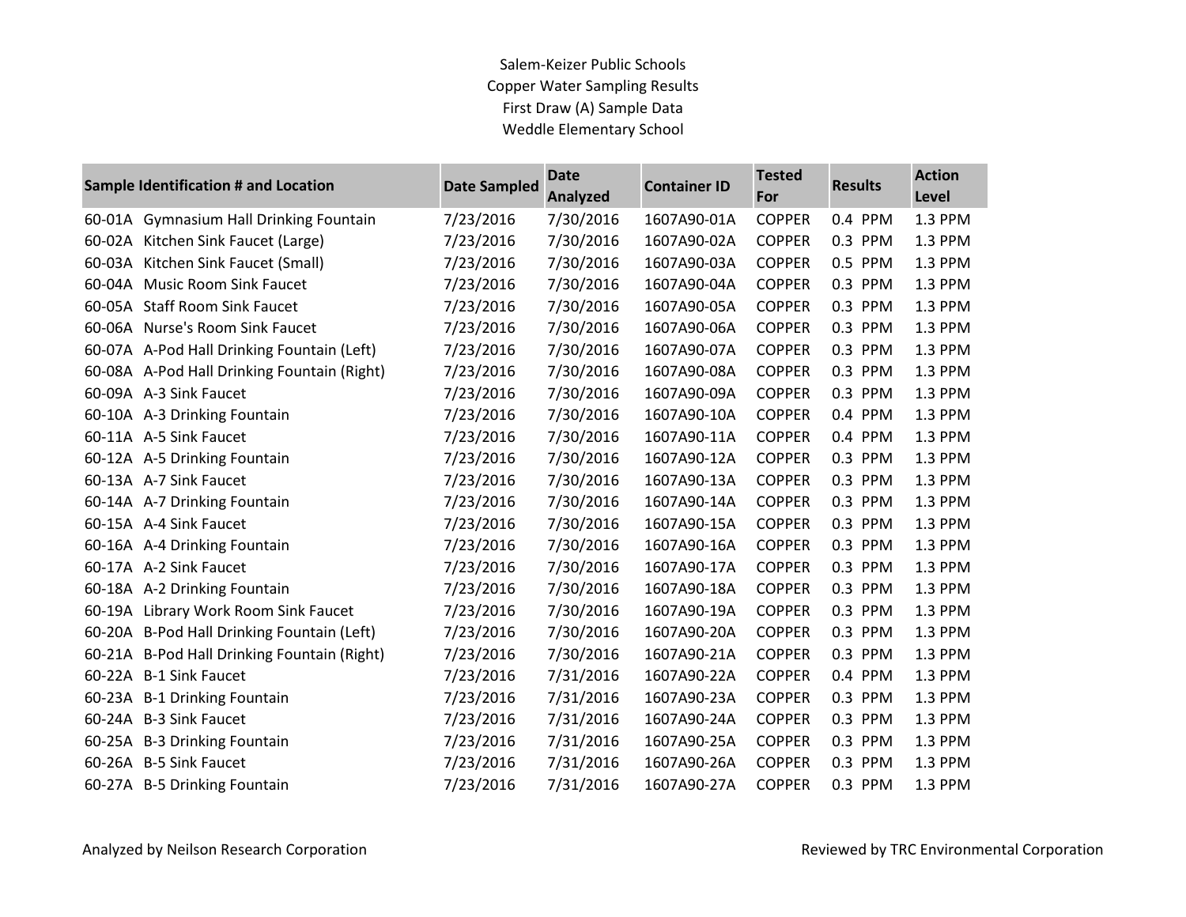# Salem-Keizer Public Schools
## Copper Water Sampling Results
### First Draw (A) Sample Data
### Weddle Elementary School

| Sample Identification # and Location | Date Sampled | Date Analyzed | Container ID | Tested For | Results | Action Level |
|---|---|---|---|---|---|---|
| 60-01A Gymnasium Hall Drinking Fountain | 7/23/2016 | 7/30/2016 | 1607A90-01A | COPPER | 0.4 PPM | 1.3 PPM |
| 60-02A Kitchen Sink Faucet (Large) | 7/23/2016 | 7/30/2016 | 1607A90-02A | COPPER | 0.3 PPM | 1.3 PPM |
| 60-03A Kitchen Sink Faucet (Small) | 7/23/2016 | 7/30/2016 | 1607A90-03A | COPPER | 0.5 PPM | 1.3 PPM |
| 60-04A Music Room Sink Faucet | 7/23/2016 | 7/30/2016 | 1607A90-04A | COPPER | 0.3 PPM | 1.3 PPM |
| 60-05A Staff Room Sink Faucet | 7/23/2016 | 7/30/2016 | 1607A90-05A | COPPER | 0.3 PPM | 1.3 PPM |
| 60-06A Nurse's Room Sink Faucet | 7/23/2016 | 7/30/2016 | 1607A90-06A | COPPER | 0.3 PPM | 1.3 PPM |
| 60-07A A-Pod Hall Drinking Fountain (Left) | 7/23/2016 | 7/30/2016 | 1607A90-07A | COPPER | 0.3 PPM | 1.3 PPM |
| 60-08A A-Pod Hall Drinking Fountain (Right) | 7/23/2016 | 7/30/2016 | 1607A90-08A | COPPER | 0.3 PPM | 1.3 PPM |
| 60-09A A-3 Sink Faucet | 7/23/2016 | 7/30/2016 | 1607A90-09A | COPPER | 0.3 PPM | 1.3 PPM |
| 60-10A A-3 Drinking Fountain | 7/23/2016 | 7/30/2016 | 1607A90-10A | COPPER | 0.4 PPM | 1.3 PPM |
| 60-11A A-5 Sink Faucet | 7/23/2016 | 7/30/2016 | 1607A90-11A | COPPER | 0.4 PPM | 1.3 PPM |
| 60-12A A-5 Drinking Fountain | 7/23/2016 | 7/30/2016 | 1607A90-12A | COPPER | 0.3 PPM | 1.3 PPM |
| 60-13A A-7 Sink Faucet | 7/23/2016 | 7/30/2016 | 1607A90-13A | COPPER | 0.3 PPM | 1.3 PPM |
| 60-14A A-7 Drinking Fountain | 7/23/2016 | 7/30/2016 | 1607A90-14A | COPPER | 0.3 PPM | 1.3 PPM |
| 60-15A A-4 Sink Faucet | 7/23/2016 | 7/30/2016 | 1607A90-15A | COPPER | 0.3 PPM | 1.3 PPM |
| 60-16A A-4 Drinking Fountain | 7/23/2016 | 7/30/2016 | 1607A90-16A | COPPER | 0.3 PPM | 1.3 PPM |
| 60-17A A-2 Sink Faucet | 7/23/2016 | 7/30/2016 | 1607A90-17A | COPPER | 0.3 PPM | 1.3 PPM |
| 60-18A A-2 Drinking Fountain | 7/23/2016 | 7/30/2016 | 1607A90-18A | COPPER | 0.3 PPM | 1.3 PPM |
| 60-19A Library Work Room Sink Faucet | 7/23/2016 | 7/30/2016 | 1607A90-19A | COPPER | 0.3 PPM | 1.3 PPM |
| 60-20A B-Pod Hall Drinking Fountain (Left) | 7/23/2016 | 7/30/2016 | 1607A90-20A | COPPER | 0.3 PPM | 1.3 PPM |
| 60-21A B-Pod Hall Drinking Fountain (Right) | 7/23/2016 | 7/30/2016 | 1607A90-21A | COPPER | 0.3 PPM | 1.3 PPM |
| 60-22A B-1 Sink Faucet | 7/23/2016 | 7/31/2016 | 1607A90-22A | COPPER | 0.4 PPM | 1.3 PPM |
| 60-23A B-1 Drinking Fountain | 7/23/2016 | 7/31/2016 | 1607A90-23A | COPPER | 0.3 PPM | 1.3 PPM |
| 60-24A B-3 Sink Faucet | 7/23/2016 | 7/31/2016 | 1607A90-24A | COPPER | 0.3 PPM | 1.3 PPM |
| 60-25A B-3 Drinking Fountain | 7/23/2016 | 7/31/2016 | 1607A90-25A | COPPER | 0.3 PPM | 1.3 PPM |
| 60-26A B-5 Sink Faucet | 7/23/2016 | 7/31/2016 | 1607A90-26A | COPPER | 0.3 PPM | 1.3 PPM |
| 60-27A B-5 Drinking Fountain | 7/23/2016 | 7/31/2016 | 1607A90-27A | COPPER | 0.3 PPM | 1.3 PPM |

Analyzed by Neilson Research Corporation

Reviewed by TRC Environmental Corporation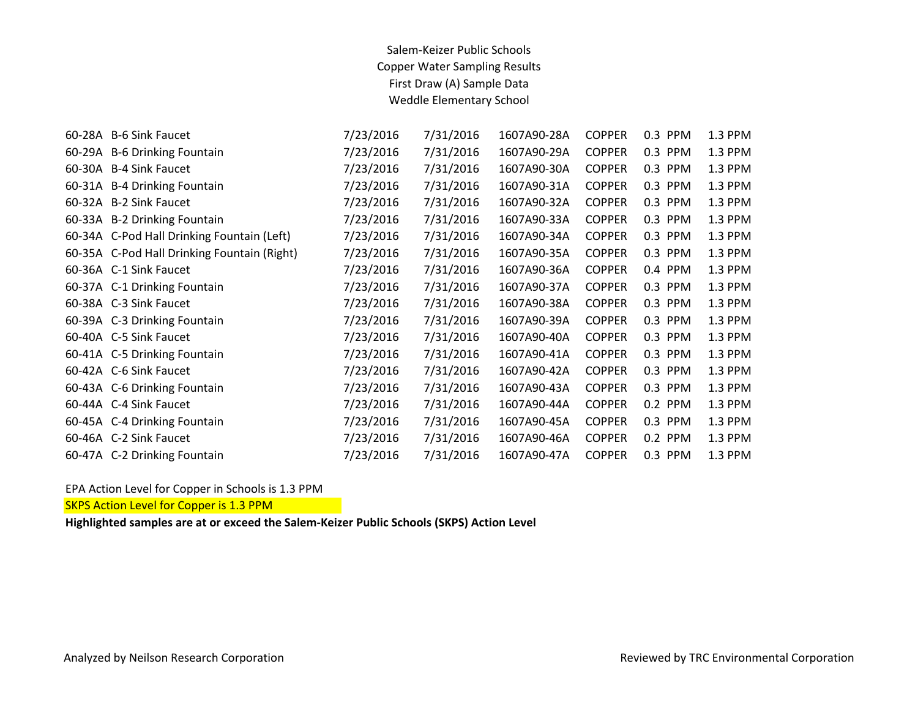Salem-Keizer Public Schools
Copper Water Sampling Results
First Draw (A) Sample Data
Weddle Elementary School

| | | | | | | | |
|---|---|---|---|---|---|---|---|
| 60-28A | B-6 Sink Faucet | 7/23/2016 | 7/31/2016 | 1607A90-28A | COPPER | 0.3 PPM | 1.3 PPM |
| 60-29A | B-6 Drinking Fountain | 7/23/2016 | 7/31/2016 | 1607A90-29A | COPPER | 0.3 PPM | 1.3 PPM |
| 60-30A | B-4 Sink Faucet | 7/23/2016 | 7/31/2016 | 1607A90-30A | COPPER | 0.3 PPM | 1.3 PPM |
| 60-31A | B-4 Drinking Fountain | 7/23/2016 | 7/31/2016 | 1607A90-31A | COPPER | 0.3 PPM | 1.3 PPM |
| 60-32A | B-2 Sink Faucet | 7/23/2016 | 7/31/2016 | 1607A90-32A | COPPER | 0.3 PPM | 1.3 PPM |
| 60-33A | B-2 Drinking Fountain | 7/23/2016 | 7/31/2016 | 1607A90-33A | COPPER | 0.3 PPM | 1.3 PPM |
| 60-34A | C-Pod Hall Drinking Fountain (Left) | 7/23/2016 | 7/31/2016 | 1607A90-34A | COPPER | 0.3 PPM | 1.3 PPM |
| 60-35A | C-Pod Hall Drinking Fountain (Right) | 7/23/2016 | 7/31/2016 | 1607A90-35A | COPPER | 0.3 PPM | 1.3 PPM |
| 60-36A | C-1 Sink Faucet | 7/23/2016 | 7/31/2016 | 1607A90-36A | COPPER | 0.4 PPM | 1.3 PPM |
| 60-37A | C-1 Drinking Fountain | 7/23/2016 | 7/31/2016 | 1607A90-37A | COPPER | 0.3 PPM | 1.3 PPM |
| 60-38A | C-3 Sink Faucet | 7/23/2016 | 7/31/2016 | 1607A90-38A | COPPER | 0.3 PPM | 1.3 PPM |
| 60-39A | C-3 Drinking Fountain | 7/23/2016 | 7/31/2016 | 1607A90-39A | COPPER | 0.3 PPM | 1.3 PPM |
| 60-40A | C-5 Sink Faucet | 7/23/2016 | 7/31/2016 | 1607A90-40A | COPPER | 0.3 PPM | 1.3 PPM |
| 60-41A | C-5 Drinking Fountain | 7/23/2016 | 7/31/2016 | 1607A90-41A | COPPER | 0.3 PPM | 1.3 PPM |
| 60-42A | C-6 Sink Faucet | 7/23/2016 | 7/31/2016 | 1607A90-42A | COPPER | 0.3 PPM | 1.3 PPM |
| 60-43A | C-6 Drinking Fountain | 7/23/2016 | 7/31/2016 | 1607A90-43A | COPPER | 0.3 PPM | 1.3 PPM |
| 60-44A | C-4 Sink Faucet | 7/23/2016 | 7/31/2016 | 1607A90-44A | COPPER | 0.2 PPM | 1.3 PPM |
| 60-45A | C-4 Drinking Fountain | 7/23/2016 | 7/31/2016 | 1607A90-45A | COPPER | 0.3 PPM | 1.3 PPM |
| 60-46A | C-2 Sink Faucet | 7/23/2016 | 7/31/2016 | 1607A90-46A | COPPER | 0.2 PPM | 1.3 PPM |
| 60-47A | C-2 Drinking Fountain | 7/23/2016 | 7/31/2016 | 1607A90-47A | COPPER | 0.3 PPM | 1.3 PPM |

EPA Action Level for Copper in Schools is 1.3 PPM

SKPS Action Level for Copper is 1.3 PPM

**Highlighted samples are at or exceed the Salem-Keizer Public Schools (SKPS) Action Level**

Analyzed by Neilson Research Corporation

Reviewed by TRC Environmental Corporation